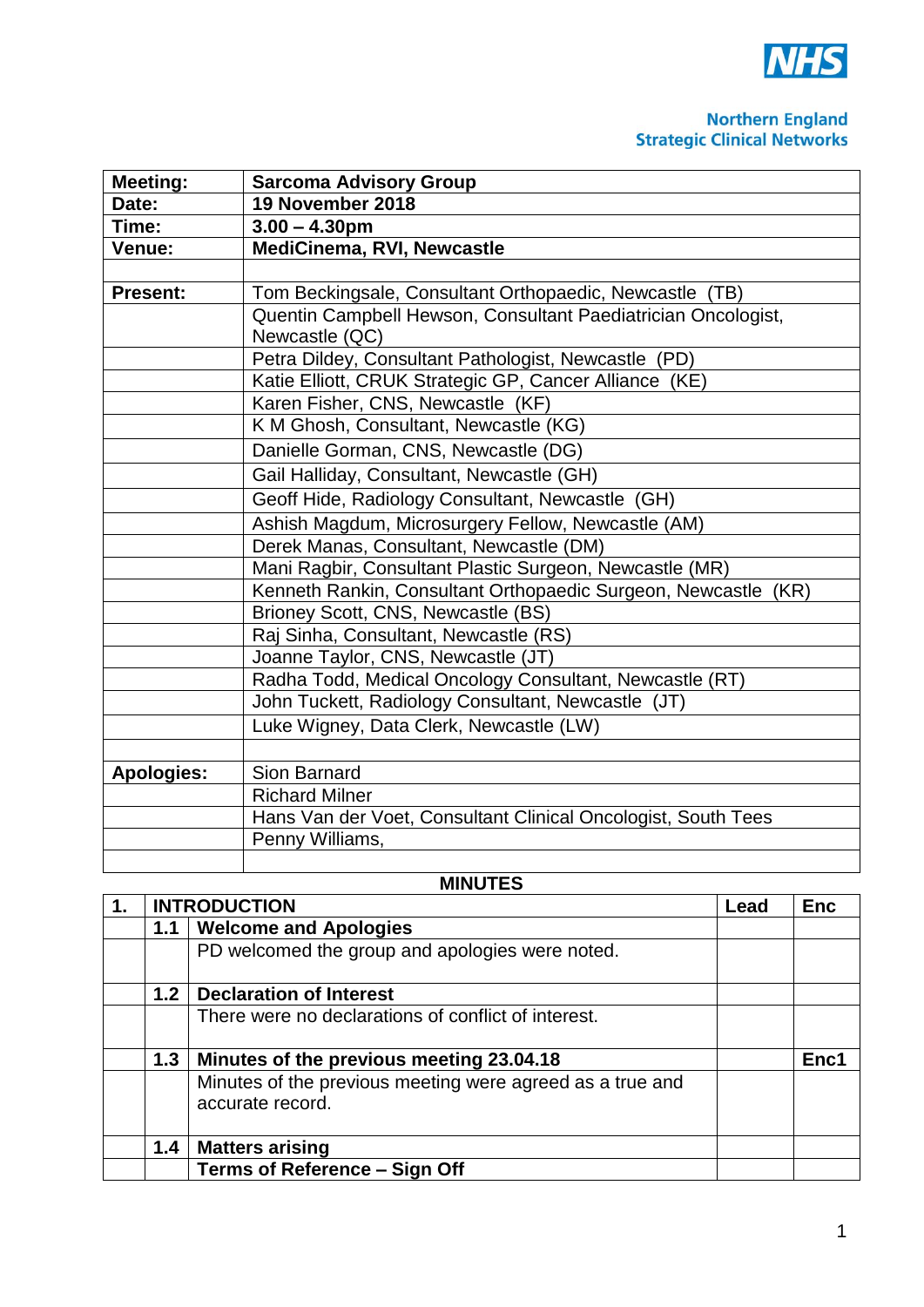NHS

Northern England
Strategic Clinical Networks

| Meeting: | Sarcoma Advisory Group |
|---|---|
| Date: | 19 November 2018 |
| Time: | 3.00 – 4.30pm |
| Venue: | MediCinema, RVI, Newcastle |
| | |
| Present: | Tom Beckingsale, Consultant Orthopaedic, Newcastle (TB) |
| | Quentin Campbell Hewson, Consultant Paediatrician Oncologist, Newcastle (QC) |
| | Petra Dildey, Consultant Pathologist, Newcastle (PD) |
| | Katie Elliott, CRUK Strategic GP, Cancer Alliance (KE) |
| | Karen Fisher, CNS, Newcastle (KF) |
| | K M Ghosh, Consultant, Newcastle (KG) |
| | Danielle Gorman, CNS, Newcastle (DG) |
| | Gail Halliday, Consultant, Newcastle (GH) |
| | Geoff Hide, Radiology Consultant, Newcastle (GH) |
| | Ashish Magdum, Microsurgery Fellow, Newcastle (AM) |
| | Derek Manas, Consultant, Newcastle (DM) |
| | Mani Ragbir, Consultant Plastic Surgeon, Newcastle (MR) |
| | Kenneth Rankin, Consultant Orthopaedic Surgeon, Newcastle (KR) |
| | Brioney Scott, CNS, Newcastle (BS) |
| | Raj Sinha, Consultant, Newcastle (RS) |
| | Joanne Taylor, CNS, Newcastle (JT) |
| | Radha Todd, Medical Oncology Consultant, Newcastle (RT) |
| | John Tuckett, Radiology Consultant, Newcastle (JT) |
| | Luke Wigney, Data Clerk, Newcastle (LW) |
| | |
| Apologies: | Sion Barnard |
| | Richard Milner |
| | Hans Van der Voet, Consultant Clinical Oncologist, South Tees |
| | Penny Williams, |
| | |

**MINUTES**

| 1. | INTRODUCTION | | Lead | Enc |
|---|---|---|---|---|
| | 1.1 | **Welcome and Apologies** | | |
| | | PD welcomed the group and apologies were noted. | | |
| | 1.2 | **Declaration of Interest** | | |
| | | There were no declarations of conflict of interest. | | |
| | 1.3 | **Minutes of the previous meeting 23.04.18** | | Enc1 |
| | | Minutes of the previous meeting were agreed as a true and accurate record. | | |
| | 1.4 | **Matters arising** | | |
| | | **Terms of Reference – Sign Off** | | |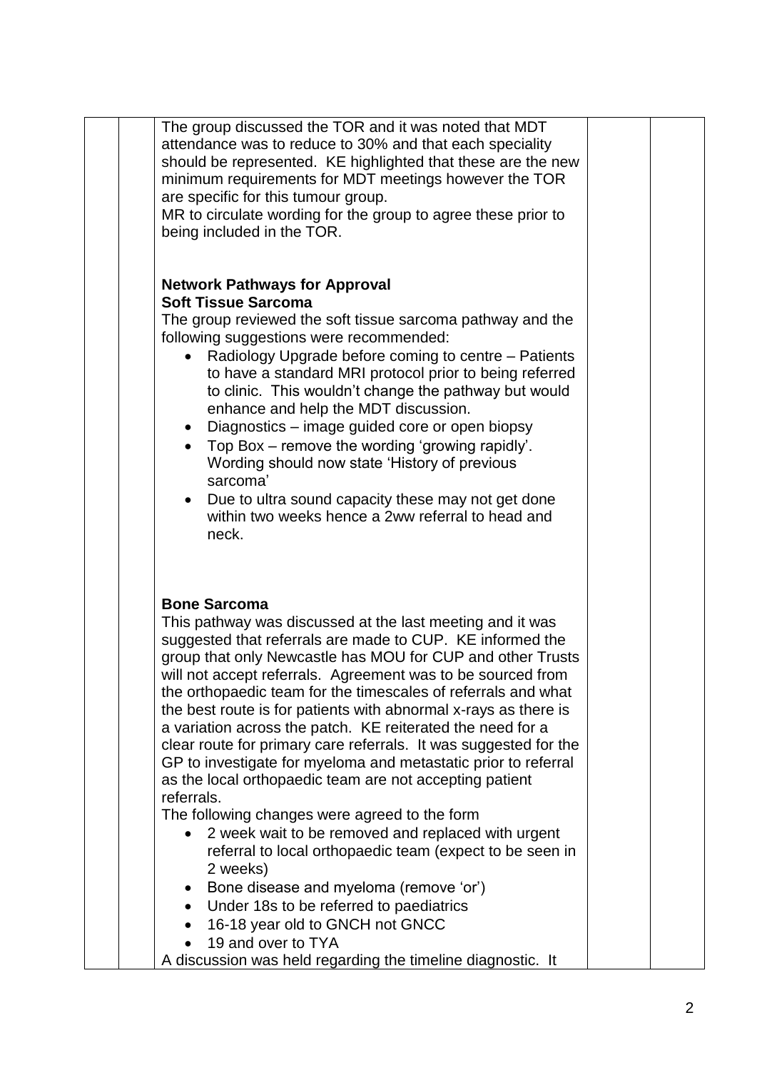The group discussed the TOR and it was noted that MDT attendance was to reduce to 30% and that each speciality should be represented. KE highlighted that these are the new minimum requirements for MDT meetings however the TOR are specific for this tumour group.
MR to circulate wording for the group to agree these prior to being included in the TOR.

**Network Pathways for Approval**
**Soft Tissue Sarcoma**
The group reviewed the soft tissue sarcoma pathway and the following suggestions were recommended:

- Radiology Upgrade before coming to centre – Patients to have a standard MRI protocol prior to being referred to clinic. This wouldn't change the pathway but would enhance and help the MDT discussion.
- Diagnostics – image guided core or open biopsy
- Top Box – remove the wording 'growing rapidly'. Wording should now state 'History of previous sarcoma'
- Due to ultra sound capacity these may not get done within two weeks hence a 2ww referral to head and neck.

**Bone Sarcoma**
This pathway was discussed at the last meeting and it was suggested that referrals are made to CUP. KE informed the group that only Newcastle has MOU for CUP and other Trusts will not accept referrals. Agreement was to be sourced from the orthopaedic team for the timescales of referrals and what the best route is for patients with abnormal x-rays as there is a variation across the patch. KE reiterated the need for a clear route for primary care referrals. It was suggested for the GP to investigate for myeloma and metastatic prior to referral as the local orthopaedic team are not accepting patient referrals.
The following changes were agreed to the form

- 2 week wait to be removed and replaced with urgent referral to local orthopaedic team (expect to be seen in 2 weeks)
- Bone disease and myeloma (remove 'or')
- Under 18s to be referred to paediatrics
- 16-18 year old to GNCH not GNCC
- 19 and over to TYA

A discussion was held regarding the timeline diagnostic. It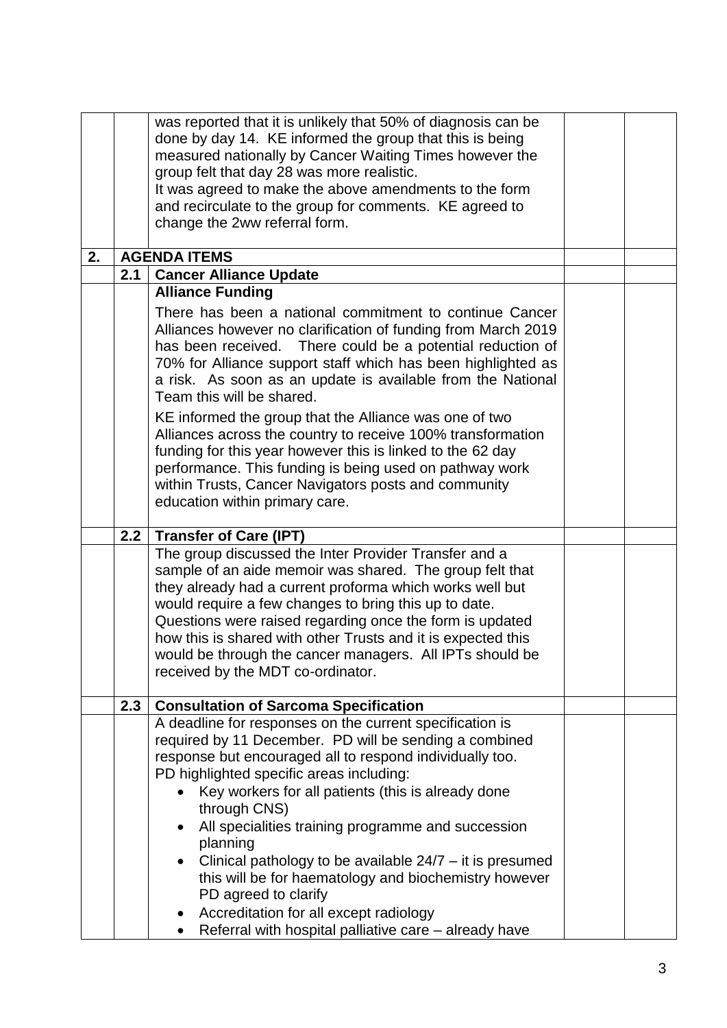| | | | | |
|---|---|---|---|---|
| | | was reported that it is unlikely that 50% of diagnosis can be done by day 14. KE informed the group that this is being measured nationally by Cancer Waiting Times however the group felt that day 28 was more realistic.<br>It was agreed to make the above amendments to the form and recirculate to the group for comments. KE agreed to change the 2ww referral form. | | |
| **2.** | **AGENDA ITEMS** | | | |
| | **2.1** | **Cancer Alliance Update** | | |
| | | **Alliance Funding**<br>There has been a national commitment to continue Cancer Alliances however no clarification of funding from March 2019 has been received. There could be a potential reduction of 70% for Alliance support staff which has been highlighted as a risk. As soon as an update is available from the National Team this will be shared.<br>KE informed the group that the Alliance was one of two Alliances across the country to receive 100% transformation funding for this year however this is linked to the 62 day performance. This funding is being used on pathway work within Trusts, Cancer Navigators posts and community education within primary care. | | |
| | **2.2** | **Transfer of Care (IPT)** | | |
| | | The group discussed the Inter Provider Transfer and a sample of an aide memoir was shared. The group felt that they already had a current proforma which works well but would require a few changes to bring this up to date. Questions were raised regarding once the form is updated how this is shared with other Trusts and it is expected this would be through the cancer managers. All IPTs should be received by the MDT co-ordinator. | | |
| | **2.3** | **Consultation of Sarcoma Specification** | | |
| | | A deadline for responses on the current specification is required by 11 December. PD will be sending a combined response but encouraged all to respond individually too.<br>PD highlighted specific areas including:<br>• Key workers for all patients (this is already done through CNS)<br>• All specialities training programme and succession planning<br>• Clinical pathology to be available 24/7 – it is presumed this will be for haematology and biochemistry however PD agreed to clarify<br>• Accreditation for all except radiology<br>• Referral with hospital palliative care – already have | | |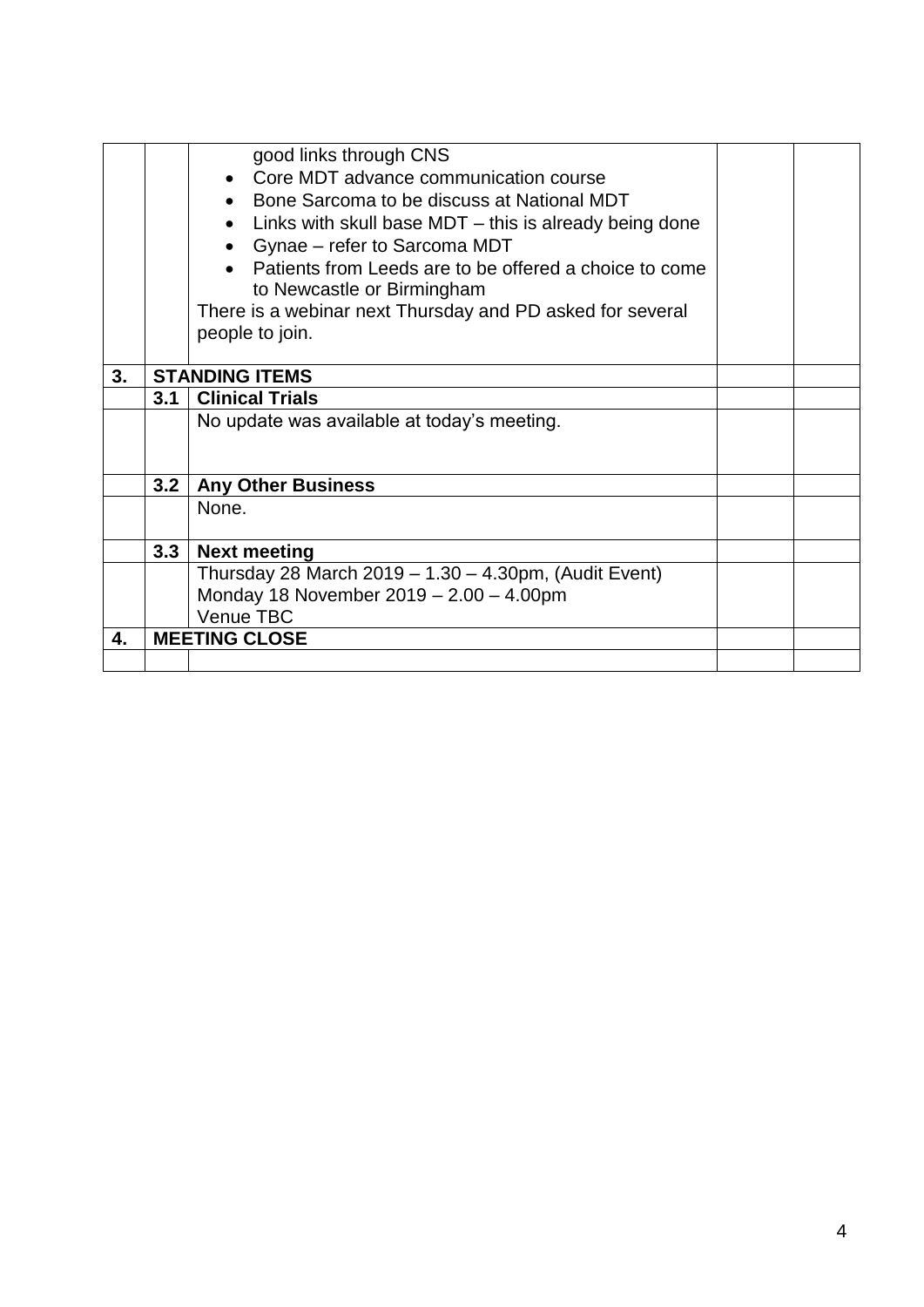| | | | | |
|---|---|---|---|---|
| | | good links through CNS<br>• Core MDT advance communication course<br>• Bone Sarcoma to be discuss at National MDT<br>• Links with skull base MDT – this is already being done<br>• Gynae – refer to Sarcoma MDT<br>• Patients from Leeds are to be offered a choice to come to Newcastle or Birmingham<br>There is a webinar next Thursday and PD asked for several people to join. | | |
| **3.** | **STANDING ITEMS** | | | |
| | **3.1** | **Clinical Trials** | | |
| | | No update was available at today's meeting. | | |
| | **3.2** | **Any Other Business** | | |
| | | None. | | |
| | **3.3** | **Next meeting** | | |
| | | Thursday 28 March 2019 – 1.30 – 4.30pm, (Audit Event)<br>Monday 18 November 2019 – 2.00 – 4.00pm<br>Venue TBC | | |
| **4.** | **MEETING CLOSE** | | | |
| | | | | |